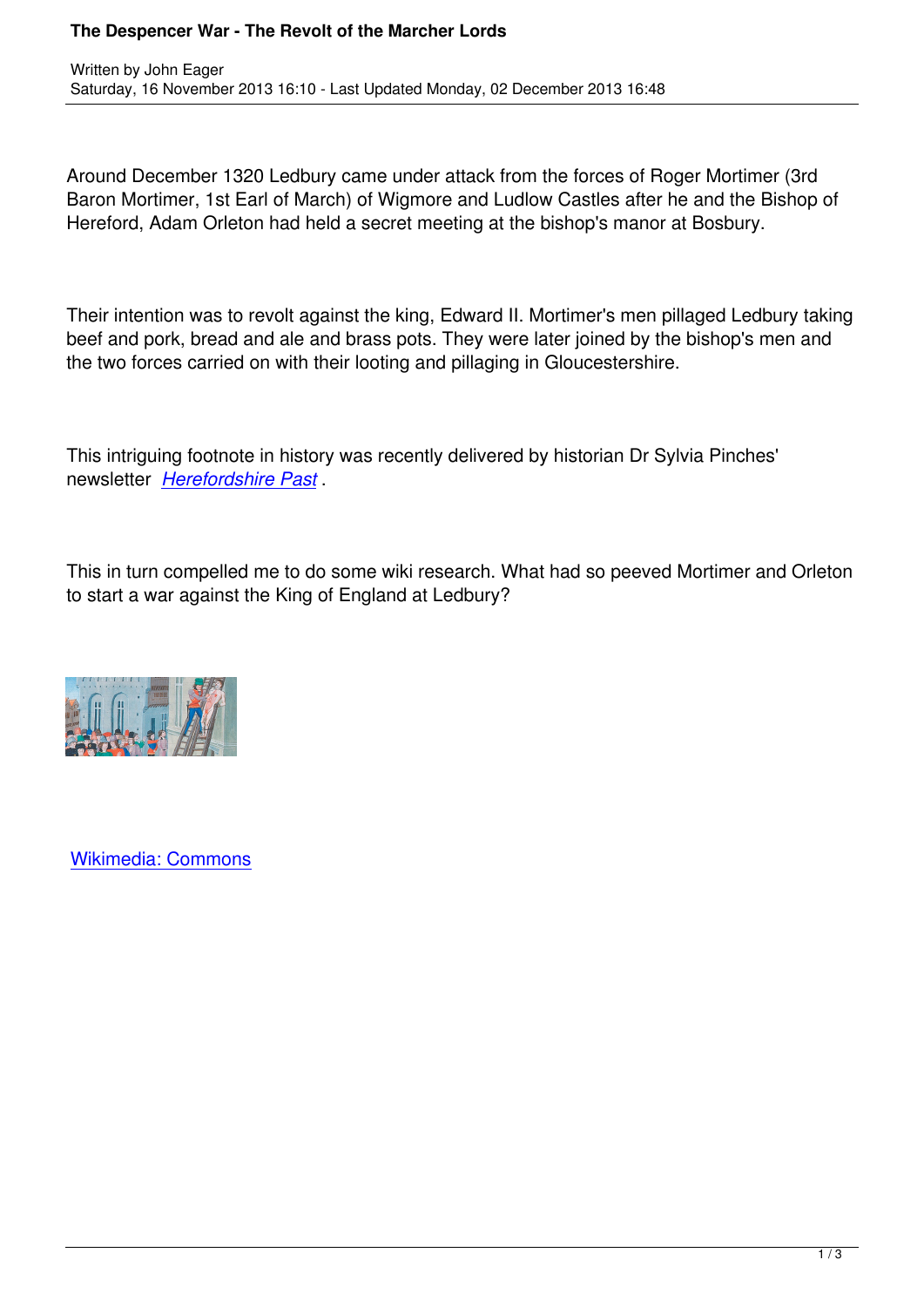# The Despencer War - The Revolt of the Marcher Lords

Written by John Eager
Saturday, 16 November 2013 16:10 - Last Updated Monday, 02 December 2013 16:48

Around December 1320 Ledbury came under attack from the forces of Roger Mortimer (3rd Baron Mortimer, 1st Earl of March) of Wigmore and Ludlow Castles after he and the Bishop of Hereford, Adam Orleton had held a secret meeting at the bishop's manor at Bosbury.

Their intention was to revolt against the king, Edward II. Mortimer's men pillaged Ledbury taking beef and pork, bread and ale and brass pots. They were later joined by the bishop's men and the two forces carried on with their looting and pillaging in Gloucestershire.

This intriguing footnote in history was recently delivered by historian Dr Sylvia Pinches' newsletter *Herefordshire Past* .

This in turn compelled me to do some wiki research. What had so peeved Mortimer and Orleton to start a war against the King of England at Ledbury?

Wikimedia: Commons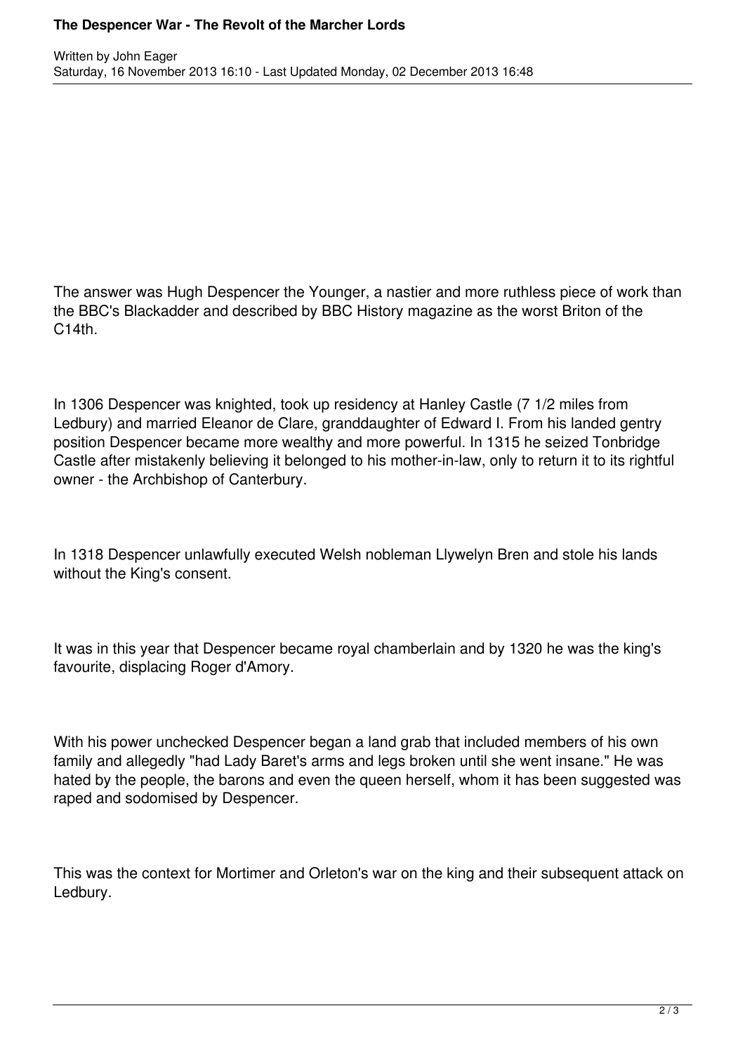The answer was Hugh Despencer the Younger, a nastier and more ruthless piece of work than the BBC's Blackadder and described by BBC History magazine as the worst Briton of the C14th.

In 1306 Despencer was knighted, took up residency at Hanley Castle (7 1/2 miles from Ledbury) and married Eleanor de Clare, granddaughter of Edward I. From his landed gentry position Despencer became more wealthy and more powerful. In 1315 he seized Tonbridge Castle after mistakenly believing it belonged to his mother-in-law, only to return it to its rightful owner - the Archbishop of Canterbury.

In 1318 Despencer unlawfully executed Welsh nobleman Llywelyn Bren and stole his lands without the King's consent.

It was in this year that Despencer became royal chamberlain and by 1320 he was the king's favourite, displacing Roger d'Amory.

With his power unchecked Despencer began a land grab that included members of his own family and allegedly "had Lady Baret's arms and legs broken until she went insane." He was hated by the people, the barons and even the queen herself, whom it has been suggested was raped and sodomised by Despencer.

This was the context for Mortimer and Orleton's war on the king and their subsequent attack on Ledbury.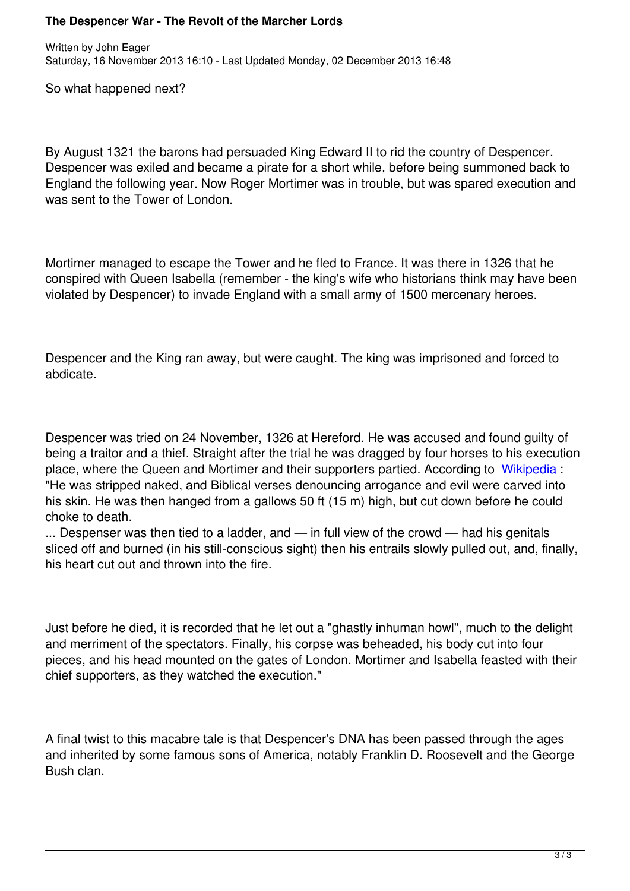So what happened next?

By August 1321 the barons had persuaded King Edward II to rid the country of Despencer. Despencer was exiled and became a pirate for a short while, before being summoned back to England the following year. Now Roger Mortimer was in trouble, but was spared execution and was sent to the Tower of London.

Mortimer managed to escape the Tower and he fled to France. It was there in 1326 that he conspired with Queen Isabella (remember - the king's wife who historians think may have been violated by Despencer) to invade England with a small army of 1500 mercenary heroes.

Despencer and the King ran away, but were caught. The king was imprisoned and forced to abdicate.

Despencer was tried on 24 November, 1326 at Hereford. He was accused and found guilty of being a traitor and a thief. Straight after the trial he was dragged by four horses to his execution place, where the Queen and Mortimer and their supporters partied. According to Wikipedia : "He was stripped naked, and Biblical verses denouncing arrogance and evil were carved into his skin. He was then hanged from a gallows 50 ft (15 m) high, but cut down before he could choke to death.

... Despenser was then tied to a ladder, and — in full view of the crowd — had his genitals sliced off and burned (in his still-conscious sight) then his entrails slowly pulled out, and, finally, his heart cut out and thrown into the fire.

Just before he died, it is recorded that he let out a "ghastly inhuman howl", much to the delight and merriment of the spectators. Finally, his corpse was beheaded, his body cut into four pieces, and his head mounted on the gates of London. Mortimer and Isabella feasted with their chief supporters, as they watched the execution."

A final twist to this macabre tale is that Despencer's DNA has been passed through the ages and inherited by some famous sons of America, notably Franklin D. Roosevelt and the George Bush clan.